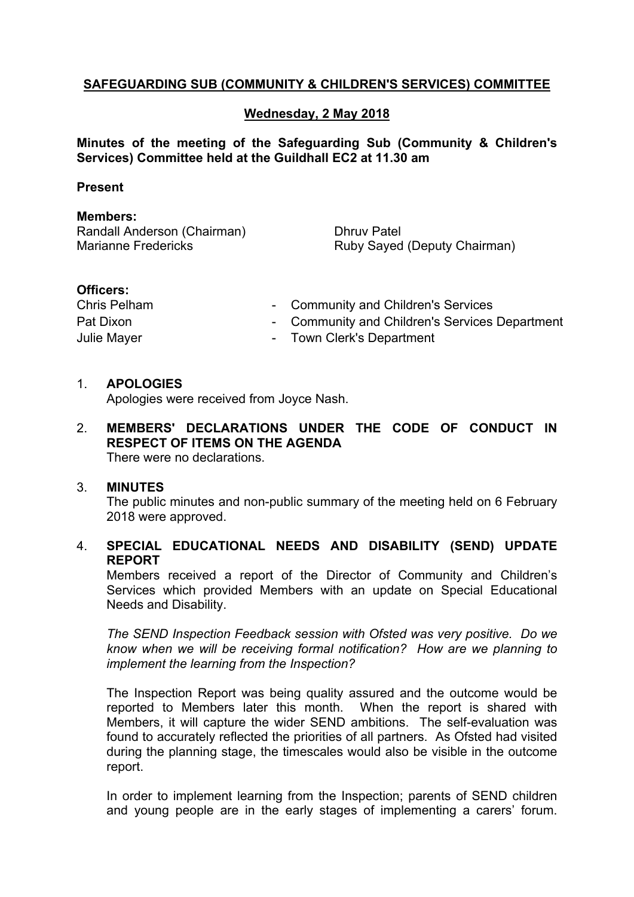# SAFEGUARDING SUB (COMMUNITY & CHILDREN'S SERVICES) COMMITTEE

## Wednesday, 2 May 2018

**Minutes of the meeting of the Safeguarding Sub (Community & Children's Services) Committee held at the Guildhall EC2 at 11.30 am**

**Present**

**Members:**

Randall Anderson (Chairman)
Marianne Fredericks
Dhruv Patel
Ruby Sayed (Deputy Chairman)

**Officers:**

| | | |
|---|---|---|
| Chris Pelham | - | Community and Children's Services |
| Pat Dixon | - | Community and Children's Services Department |
| Julie Mayer | - | Town Clerk's Department |

1. **APOLOGIES**

   Apologies were received from Joyce Nash.

2. **MEMBERS' DECLARATIONS UNDER THE CODE OF CONDUCT IN RESPECT OF ITEMS ON THE AGENDA**

   There were no declarations.

3. **MINUTES**

   The public minutes and non-public summary of the meeting held on 6 February 2018 were approved.

4. **SPECIAL EDUCATIONAL NEEDS AND DISABILITY (SEND) UPDATE REPORT**

   Members received a report of the Director of Community and Children's Services which provided Members with an update on Special Educational Needs and Disability.

   *The SEND Inspection Feedback session with Ofsted was very positive. Do we know when we will be receiving formal notification? How are we planning to implement the learning from the Inspection?*

   The Inspection Report was being quality assured and the outcome would be reported to Members later this month. When the report is shared with Members, it will capture the wider SEND ambitions. The self-evaluation was found to accurately reflected the priorities of all partners. As Ofsted had visited during the planning stage, the timescales would also be visible in the outcome report.

   In order to implement learning from the Inspection; parents of SEND children and young people are in the early stages of implementing a carers' forum.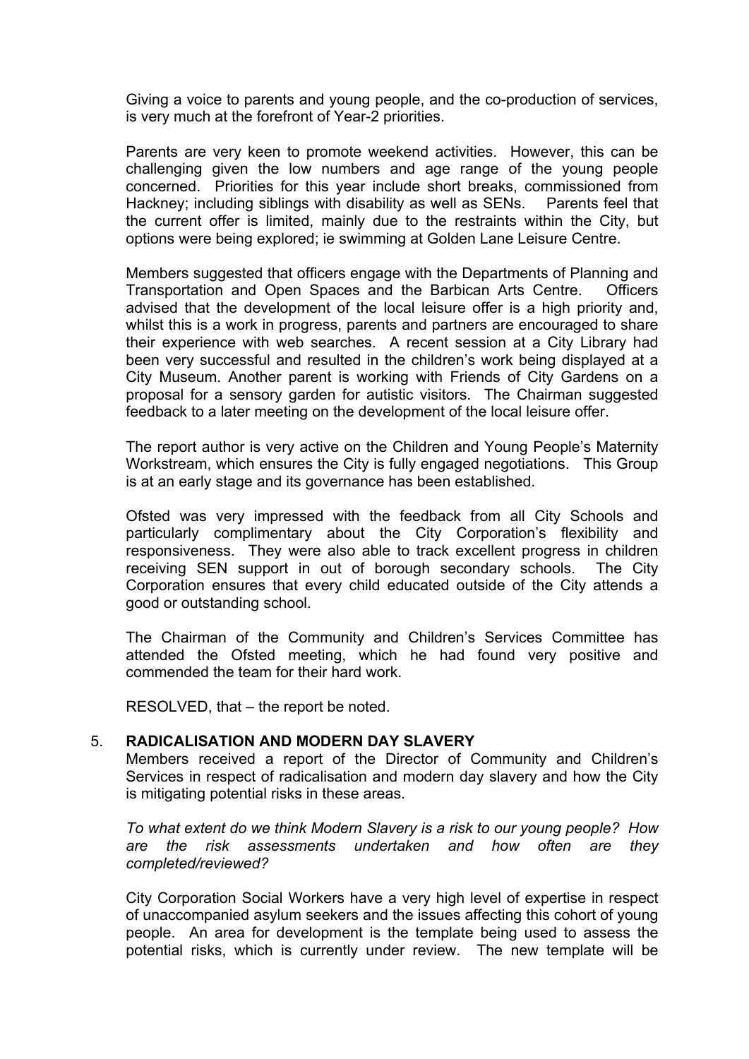Giving a voice to parents and young people, and the co-production of services, is very much at the forefront of Year-2 priorities.

Parents are very keen to promote weekend activities. However, this can be challenging given the low numbers and age range of the young people concerned. Priorities for this year include short breaks, commissioned from Hackney; including siblings with disability as well as SENs. Parents feel that the current offer is limited, mainly due to the restraints within the City, but options were being explored; ie swimming at Golden Lane Leisure Centre.

Members suggested that officers engage with the Departments of Planning and Transportation and Open Spaces and the Barbican Arts Centre. Officers advised that the development of the local leisure offer is a high priority and, whilst this is a work in progress, parents and partners are encouraged to share their experience with web searches. A recent session at a City Library had been very successful and resulted in the children's work being displayed at a City Museum. Another parent is working with Friends of City Gardens on a proposal for a sensory garden for autistic visitors. The Chairman suggested feedback to a later meeting on the development of the local leisure offer.

The report author is very active on the Children and Young People's Maternity Workstream, which ensures the City is fully engaged negotiations. This Group is at an early stage and its governance has been established.

Ofsted was very impressed with the feedback from all City Schools and particularly complimentary about the City Corporation's flexibility and responsiveness. They were also able to track excellent progress in children receiving SEN support in out of borough secondary schools. The City Corporation ensures that every child educated outside of the City attends a good or outstanding school.

The Chairman of the Community and Children's Services Committee has attended the Ofsted meeting, which he had found very positive and commended the team for their hard work.

RESOLVED, that – the report be noted.

5. **RADICALISATION AND MODERN DAY SLAVERY**

Members received a report of the Director of Community and Children's Services in respect of radicalisation and modern day slavery and how the City is mitigating potential risks in these areas.

*To what extent do we think Modern Slavery is a risk to our young people? How are the risk assessments undertaken and how often are they completed/reviewed?*

City Corporation Social Workers have a very high level of expertise in respect of unaccompanied asylum seekers and the issues affecting this cohort of young people. An area for development is the template being used to assess the potential risks, which is currently under review. The new template will be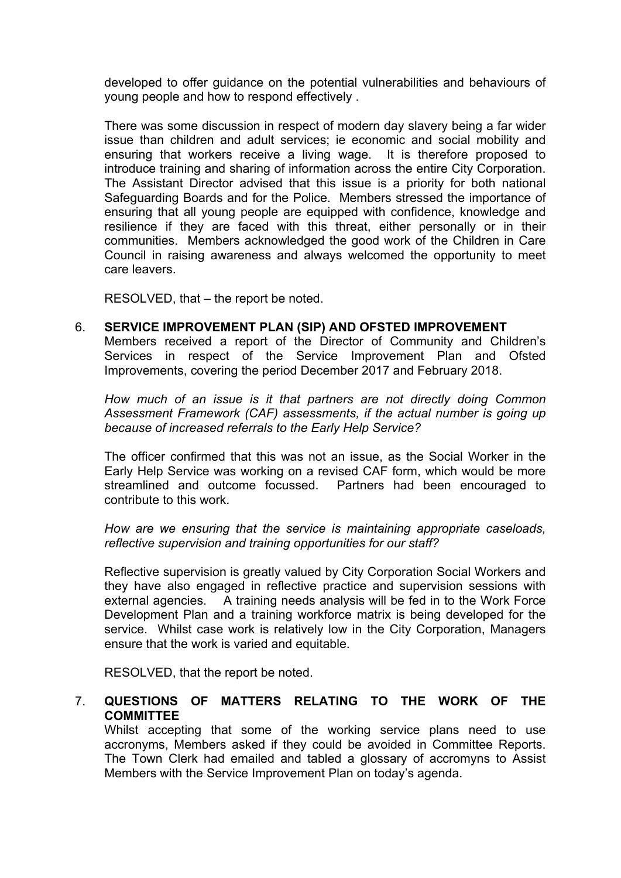developed to offer guidance on the potential vulnerabilities and behaviours of young people and how to respond effectively .

There was some discussion in respect of modern day slavery being a far wider issue than children and adult services; ie economic and social mobility and ensuring that workers receive a living wage. It is therefore proposed to introduce training and sharing of information across the entire City Corporation. The Assistant Director advised that this issue is a priority for both national Safeguarding Boards and for the Police. Members stressed the importance of ensuring that all young people are equipped with confidence, knowledge and resilience if they are faced with this threat, either personally or in their communities. Members acknowledged the good work of the Children in Care Council in raising awareness and always welcomed the opportunity to meet care leavers.

RESOLVED, that – the report be noted.

6. **SERVICE IMPROVEMENT PLAN (SIP) AND OFSTED IMPROVEMENT**

Members received a report of the Director of Community and Children's Services in respect of the Service Improvement Plan and Ofsted Improvements, covering the period December 2017 and February 2018.

*How much of an issue is it that partners are not directly doing Common Assessment Framework (CAF) assessments, if the actual number is going up because of increased referrals to the Early Help Service?*

The officer confirmed that this was not an issue, as the Social Worker in the Early Help Service was working on a revised CAF form, which would be more streamlined and outcome focussed. Partners had been encouraged to contribute to this work.

*How are we ensuring that the service is maintaining appropriate caseloads, reflective supervision and training opportunities for our staff?*

Reflective supervision is greatly valued by City Corporation Social Workers and they have also engaged in reflective practice and supervision sessions with external agencies. A training needs analysis will be fed in to the Work Force Development Plan and a training workforce matrix is being developed for the service. Whilst case work is relatively low in the City Corporation, Managers ensure that the work is varied and equitable.

RESOLVED, that the report be noted.

7. **QUESTIONS OF MATTERS RELATING TO THE WORK OF THE COMMITTEE**

Whilst accepting that some of the working service plans need to use accronyms, Members asked if they could be avoided in Committee Reports. The Town Clerk had emailed and tabled a glossary of accromyns to Assist Members with the Service Improvement Plan on today's agenda.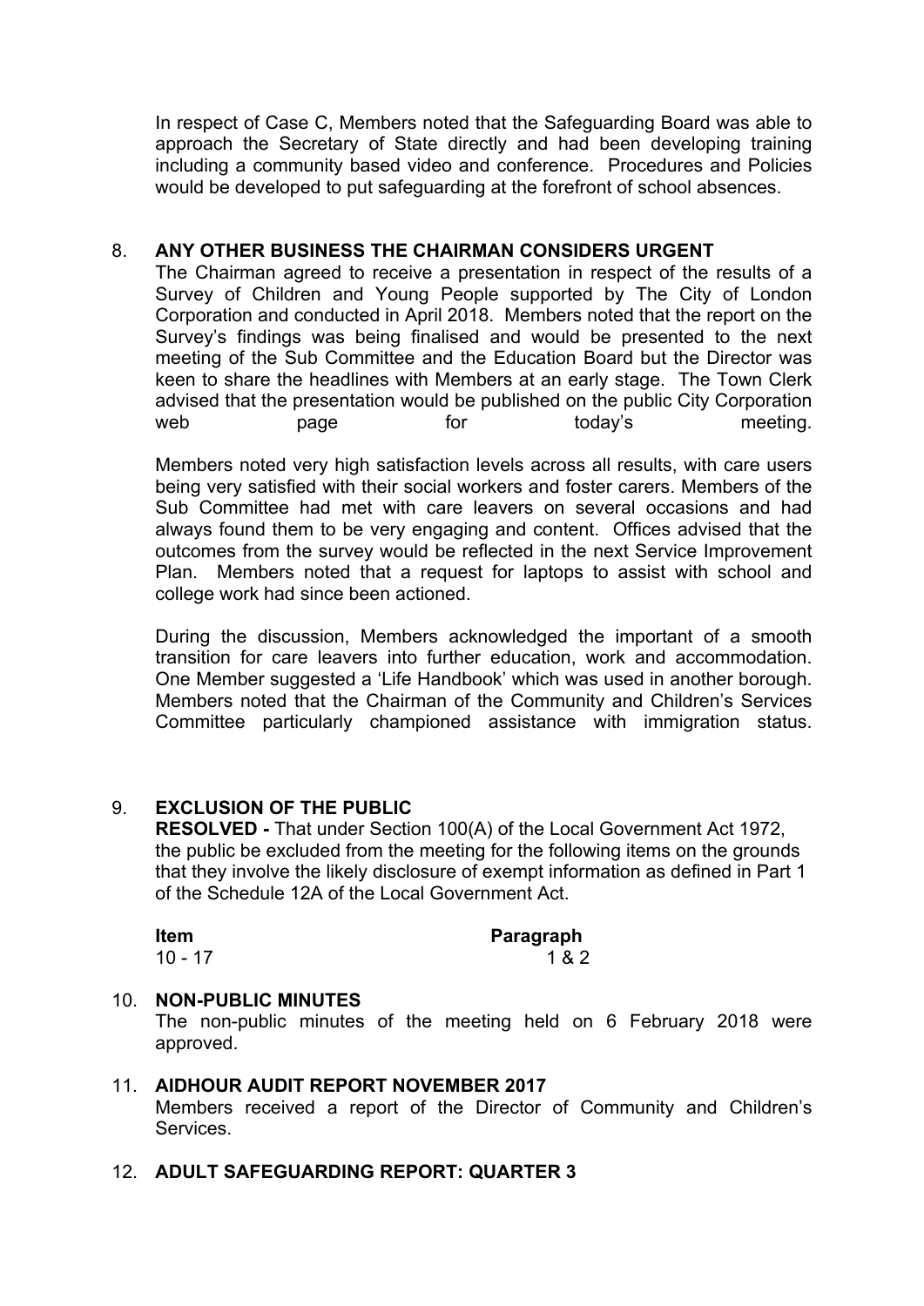In respect of Case C, Members noted that the Safeguarding Board was able to approach the Secretary of State directly and had been developing training including a community based video and conference. Procedures and Policies would be developed to put safeguarding at the forefront of school absences.

8. **ANY OTHER BUSINESS THE CHAIRMAN CONSIDERS URGENT**

The Chairman agreed to receive a presentation in respect of the results of a Survey of Children and Young People supported by The City of London Corporation and conducted in April 2018. Members noted that the report on the Survey's findings was being finalised and would be presented to the next meeting of the Sub Committee and the Education Board but the Director was keen to share the headlines with Members at an early stage. The Town Clerk advised that the presentation would be published on the public City Corporation web page for today's meeting.

Members noted very high satisfaction levels across all results, with care users being very satisfied with their social workers and foster carers. Members of the Sub Committee had met with care leavers on several occasions and had always found them to be very engaging and content. Offices advised that the outcomes from the survey would be reflected in the next Service Improvement Plan. Members noted that a request for laptops to assist with school and college work had since been actioned.

During the discussion, Members acknowledged the important of a smooth transition for care leavers into further education, work and accommodation. One Member suggested a 'Life Handbook' which was used in another borough. Members noted that the Chairman of the Community and Children's Services Committee particularly championed assistance with immigration status.

9. **EXCLUSION OF THE PUBLIC**

**RESOLVED -** That under Section 100(A) of the Local Government Act 1972, the public be excluded from the meeting for the following items on the grounds that they involve the likely disclosure of exempt information as defined in Part 1 of the Schedule 12A of the Local Government Act.

| **Item** | **Paragraph** |
| --- | --- |
| 10 - 17 | 1 & 2 |

10. **NON-PUBLIC MINUTES**

The non-public minutes of the meeting held on 6 February 2018 were approved.

11. **AIDHOUR AUDIT REPORT NOVEMBER 2017**

Members received a report of the Director of Community and Children's Services.

12. **ADULT SAFEGUARDING REPORT: QUARTER 3**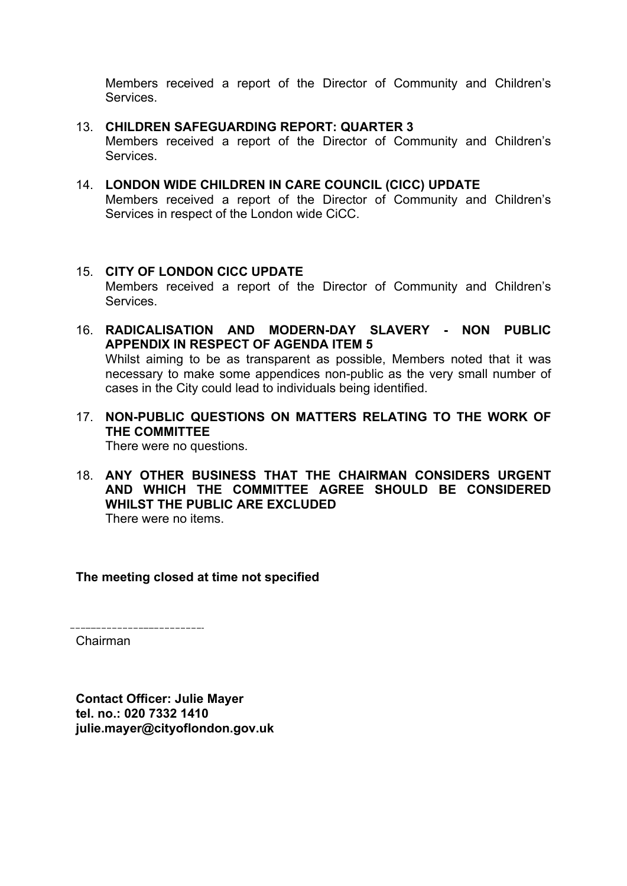Members received a report of the Director of Community and Children's Services.

13. **CHILDREN SAFEGUARDING REPORT: QUARTER 3**
Members received a report of the Director of Community and Children's Services.

14. **LONDON WIDE CHILDREN IN CARE COUNCIL (CICC) UPDATE**
Members received a report of the Director of Community and Children's Services in respect of the London wide CiCC.

15. **CITY OF LONDON CICC UPDATE**
Members received a report of the Director of Community and Children's Services.

16. **RADICALISATION AND MODERN-DAY SLAVERY - NON PUBLIC APPENDIX IN RESPECT OF AGENDA ITEM 5**
Whilst aiming to be as transparent as possible, Members noted that it was necessary to make some appendices non-public as the very small number of cases in the City could lead to individuals being identified.

17. **NON-PUBLIC QUESTIONS ON MATTERS RELATING TO THE WORK OF THE COMMITTEE**
There were no questions.

18. **ANY OTHER BUSINESS THAT THE CHAIRMAN CONSIDERS URGENT AND WHICH THE COMMITTEE AGREE SHOULD BE CONSIDERED WHILST THE PUBLIC ARE EXCLUDED**
There were no items.

**The meeting closed at time not specified**

---

Chairman

**Contact Officer: Julie Mayer**
**tel. no.: 020 7332 1410**
**julie.mayer@cityoflondon.gov.uk**